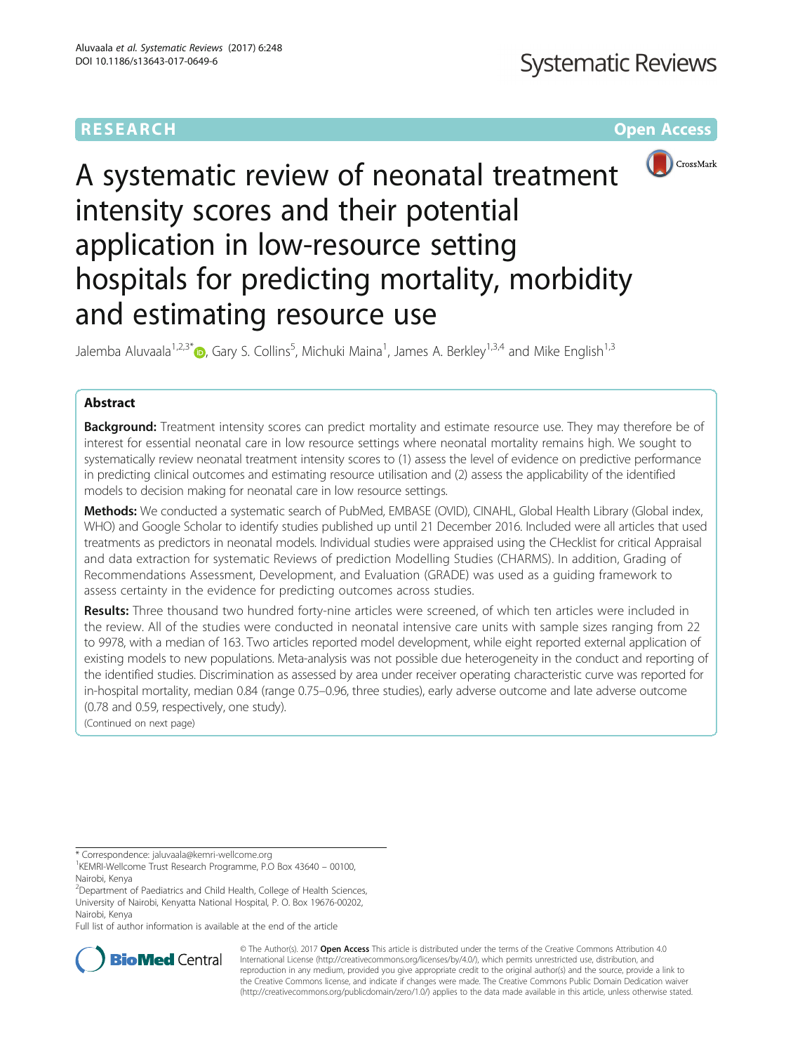RESEARCH Open Access

# A systematic review of neonatal treatment intensity scores and their potential application in low-resource setting hospitals for predicting mortality, morbidity and estimating resource use

Jalemba Aluvaala[1,2,3*], Gary S. Collins[5], Michuki Maina[1], James A. Berkley[1,3,4] and Mike English[1,3]

## Abstract

**Background:** Treatment intensity scores can predict mortality and estimate resource use. They may therefore be of interest for essential neonatal care in low resource settings where neonatal mortality remains high. We sought to systematically review neonatal treatment intensity scores to (1) assess the level of evidence on predictive performance in predicting clinical outcomes and estimating resource utilisation and (2) assess the applicability of the identified models to decision making for neonatal care in low resource settings.

**Methods:** We conducted a systematic search of PubMed, EMBASE (OVID), CINAHL, Global Health Library (Global index, WHO) and Google Scholar to identify studies published up until 21 December 2016. Included were all articles that used treatments as predictors in neonatal models. Individual studies were appraised using the CHecklist for critical Appraisal and data extraction for systematic Reviews of prediction Modelling Studies (CHARMS). In addition, Grading of Recommendations Assessment, Development, and Evaluation (GRADE) was used as a guiding framework to assess certainty in the evidence for predicting outcomes across studies.

**Results:** Three thousand two hundred forty-nine articles were screened, of which ten articles were included in the review. All of the studies were conducted in neonatal intensive care units with sample sizes ranging from 22 to 9978, with a median of 163. Two articles reported model development, while eight reported external application of existing models to new populations. Meta-analysis was not possible due heterogeneity in the conduct and reporting of the identified studies. Discrimination as assessed by area under receiver operating characteristic curve was reported for in-hospital mortality, median 0.84 (range 0.75–0.96, three studies), early adverse outcome and late adverse outcome (0.78 and 0.59, respectively, one study).

(Continued on next page)

---

* Correspondence: jaluvaala@kemri-wellcome.org
[1]KEMRI-Wellcome Trust Research Programme, P.O Box 43640 – 00100, Nairobi, Kenya
[2]Department of Paediatrics and Child Health, College of Health Sciences, University of Nairobi, Kenyatta National Hospital, P. O. Box 19676-00202, Nairobi, Kenya
Full list of author information is available at the end of the article

© The Author(s). 2017 **Open Access** This article is distributed under the terms of the Creative Commons Attribution 4.0 International License (http://creativecommons.org/licenses/by/4.0/), which permits unrestricted use, distribution, and reproduction in any medium, provided you give appropriate credit to the original author(s) and the source, provide a link to the Creative Commons license, and indicate if changes were made. The Creative Commons Public Domain Dedication waiver (http://creativecommons.org/publicdomain/zero/1.0/) applies to the data made available in this article, unless otherwise stated.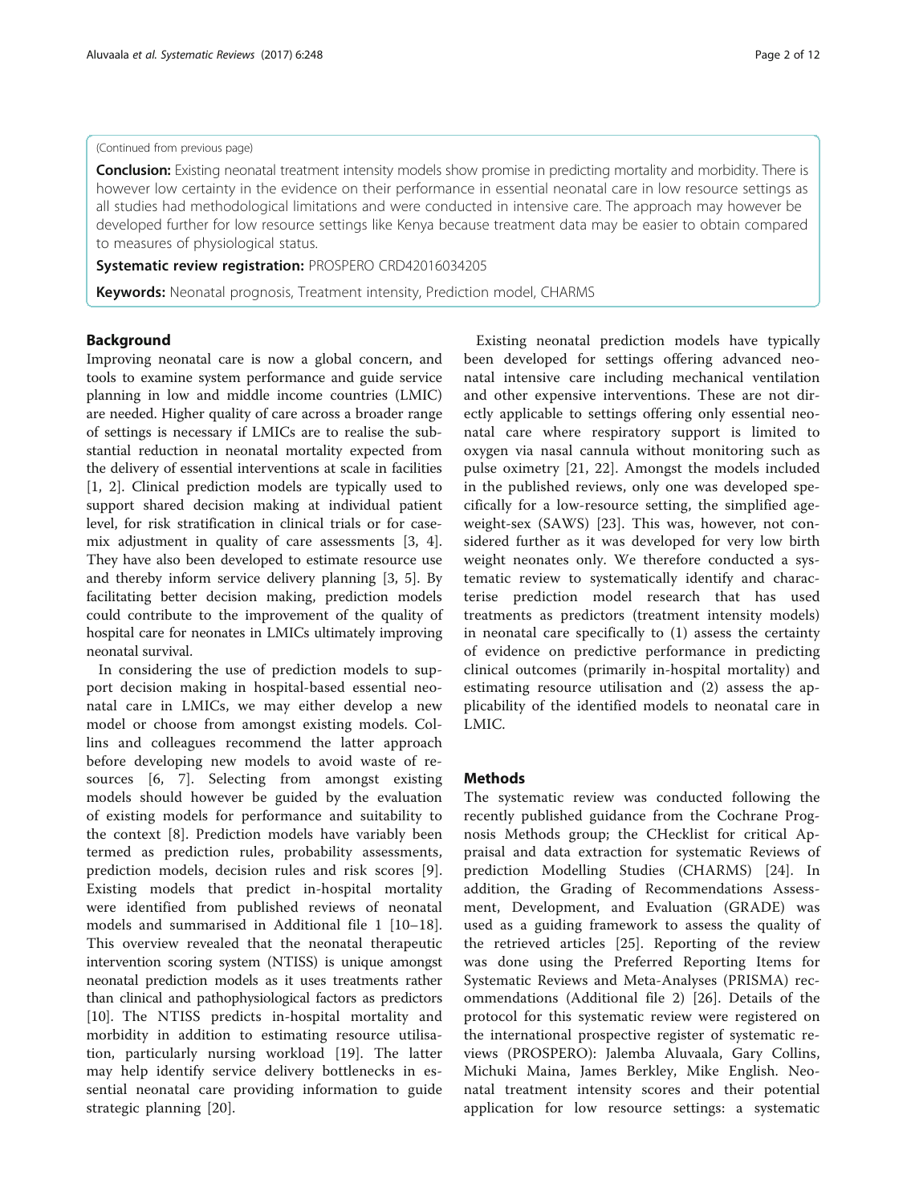(Continued from previous page)

**Conclusion:** Existing neonatal treatment intensity models show promise in predicting mortality and morbidity. There is however low certainty in the evidence on their performance in essential neonatal care in low resource settings as all studies had methodological limitations and were conducted in intensive care. The approach may however be developed further for low resource settings like Kenya because treatment data may be easier to obtain compared to measures of physiological status.

**Systematic review registration:** PROSPERO CRD42016034205

**Keywords:** Neonatal prognosis, Treatment intensity, Prediction model, CHARMS

## Background

Improving neonatal care is now a global concern, and tools to examine system performance and guide service planning in low and middle income countries (LMIC) are needed. Higher quality of care across a broader range of settings is necessary if LMICs are to realise the substantial reduction in neonatal mortality expected from the delivery of essential interventions at scale in facilities [1, 2]. Clinical prediction models are typically used to support shared decision making at individual patient level, for risk stratification in clinical trials or for case-mix adjustment in quality of care assessments [3, 4]. They have also been developed to estimate resource use and thereby inform service delivery planning [3, 5]. By facilitating better decision making, prediction models could contribute to the improvement of the quality of hospital care for neonates in LMICs ultimately improving neonatal survival.

In considering the use of prediction models to support decision making in hospital-based essential neonatal care in LMICs, we may either develop a new model or choose from amongst existing models. Collins and colleagues recommend the latter approach before developing new models to avoid waste of resources [6, 7]. Selecting from amongst existing models should however be guided by the evaluation of existing models for performance and suitability to the context [8]. Prediction models have variably been termed as prediction rules, probability assessments, prediction models, decision rules and risk scores [9]. Existing models that predict in-hospital mortality were identified from published reviews of neonatal models and summarised in Additional file 1 [10–18]. This overview revealed that the neonatal therapeutic intervention scoring system (NTISS) is unique amongst neonatal prediction models as it uses treatments rather than clinical and pathophysiological factors as predictors [10]. The NTISS predicts in-hospital mortality and morbidity in addition to estimating resource utilisation, particularly nursing workload [19]. The latter may help identify service delivery bottlenecks in essential neonatal care providing information to guide strategic planning [20].

Existing neonatal prediction models have typically been developed for settings offering advanced neonatal intensive care including mechanical ventilation and other expensive interventions. These are not directly applicable to settings offering only essential neonatal care where respiratory support is limited to oxygen via nasal cannula without monitoring such as pulse oximetry [21, 22]. Amongst the models included in the published reviews, only one was developed specifically for a low-resource setting, the simplified age-weight-sex (SAWS) [23]. This was, however, not considered further as it was developed for very low birth weight neonates only. We therefore conducted a systematic review to systematically identify and characterise prediction model research that has used treatments as predictors (treatment intensity models) in neonatal care specifically to (1) assess the certainty of evidence on predictive performance in predicting clinical outcomes (primarily in-hospital mortality) and estimating resource utilisation and (2) assess the applicability of the identified models to neonatal care in LMIC.

## Methods

The systematic review was conducted following the recently published guidance from the Cochrane Prognosis Methods group; the CHecklist for critical Appraisal and data extraction for systematic Reviews of prediction Modelling Studies (CHARMS) [24]. In addition, the Grading of Recommendations Assessment, Development, and Evaluation (GRADE) was used as a guiding framework to assess the quality of the retrieved articles [25]. Reporting of the review was done using the Preferred Reporting Items for Systematic Reviews and Meta-Analyses (PRISMA) recommendations (Additional file 2) [26]. Details of the protocol for this systematic review were registered on the international prospective register of systematic reviews (PROSPERO): Jalemba Aluvaala, Gary Collins, Michuki Maina, James Berkley, Mike English. Neonatal treatment intensity scores and their potential application for low resource settings: a systematic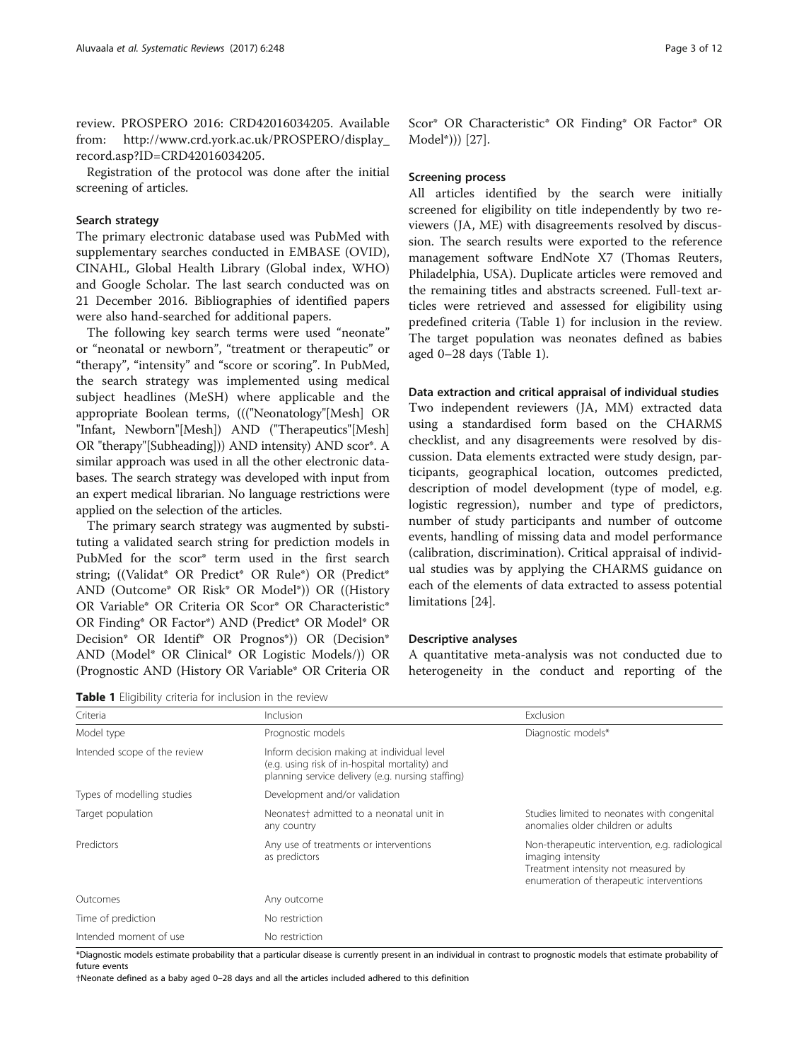review. PROSPERO 2016: CRD42016034205. Available from: http://www.crd.york.ac.uk/PROSPERO/display_record.asp?ID=CRD42016034205.

Registration of the protocol was done after the initial screening of articles.

### Search strategy

The primary electronic database used was PubMed with supplementary searches conducted in EMBASE (OVID), CINAHL, Global Health Library (Global index, WHO) and Google Scholar. The last search conducted was on 21 December 2016. Bibliographies of identified papers were also hand-searched for additional papers.

The following key search terms were used "neonate" or "neonatal or newborn", "treatment or therapeutic" or "therapy", "intensity" and "score or scoring". In PubMed, the search strategy was implemented using medical subject headlines (MeSH) where applicable and the appropriate Boolean terms, ((("Neonatology"[Mesh] OR "Infant, Newborn"[Mesh]) AND ("Therapeutics"[Mesh] OR "therapy"[Subheading])) AND intensity) AND scor*. A similar approach was used in all the other electronic databases. The search strategy was developed with input from an expert medical librarian. No language restrictions were applied on the selection of the articles.

The primary search strategy was augmented by substituting a validated search string for prediction models in PubMed for the scor* term used in the first search string; ((Validat* OR Predict* OR Rule*) OR (Predict* AND (Outcome* OR Risk* OR Model*)) OR ((History OR Variable* OR Criteria OR Scor* OR Characteristic* OR Finding* OR Factor*) AND (Predict* OR Model* OR Decision* OR Identif* OR Prognos*)) OR (Decision* AND (Model* OR Clinical* OR Logistic Models/)) OR (Prognostic AND (History OR Variable* OR Criteria OR Scor* OR Characteristic* OR Finding* OR Factor* OR Model*))) [27].

### Screening process

All articles identified by the search were initially screened for eligibility on title independently by two reviewers (JA, ME) with disagreements resolved by discussion. The search results were exported to the reference management software EndNote X7 (Thomas Reuters, Philadelphia, USA). Duplicate articles were removed and the remaining titles and abstracts screened. Full-text articles were retrieved and assessed for eligibility using predefined criteria (Table 1) for inclusion in the review. The target population was neonates defined as babies aged 0–28 days (Table 1).

### Data extraction and critical appraisal of individual studies

Two independent reviewers (JA, MM) extracted data using a standardised form based on the CHARMS checklist, and any disagreements were resolved by discussion. Data elements extracted were study design, participants, geographical location, outcomes predicted, description of model development (type of model, e.g. logistic regression), number and type of predictors, number of study participants and number of outcome events, handling of missing data and model performance (calibration, discrimination). Critical appraisal of individual studies was by applying the CHARMS guidance on each of the elements of data extracted to assess potential limitations [24].

### Descriptive analyses

A quantitative meta-analysis was not conducted due to heterogeneity in the conduct and reporting of the

**Table 1** Eligibility criteria for inclusion in the review

| Criteria | Inclusion | Exclusion |
|---|---|---|
| Model type | Prognostic models | Diagnostic models* |
| Intended scope of the review | Inform decision making at individual level (e.g. using risk of in-hospital mortality) and planning service delivery (e.g. nursing staffing) | |
| Types of modelling studies | Development and/or validation | |
| Target population | Neonates† admitted to a neonatal unit in any country | Studies limited to neonates with congenital anomalies older children or adults |
| Predictors | Any use of treatments or interventions as predictors | Non-therapeutic intervention, e.g. radiological imaging intensity<br>Treatment intensity not measured by enumeration of therapeutic interventions |
| Outcomes | Any outcome | |
| Time of prediction | No restriction | |
| Intended moment of use | No restriction | |

*Diagnostic models estimate probability that a particular disease is currently present in an individual in contrast to prognostic models that estimate probability of future events

†Neonate defined as a baby aged 0–28 days and all the articles included adhered to this definition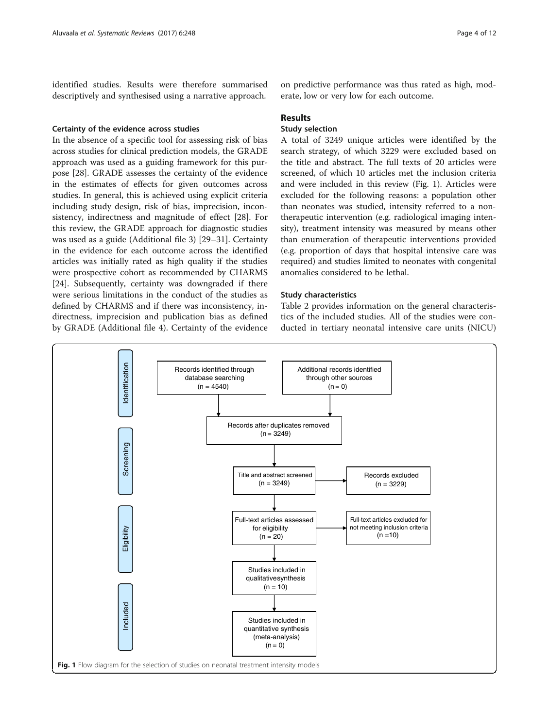identified studies. Results were therefore summarised descriptively and synthesised using a narrative approach.

### Certainty of the evidence across studies

In the absence of a specific tool for assessing risk of bias across studies for clinical prediction models, the GRADE approach was used as a guiding framework for this purpose [28]. GRADE assesses the certainty of the evidence in the estimates of effects for given outcomes across studies. In general, this is achieved using explicit criteria including study design, risk of bias, imprecision, inconsistency, indirectness and magnitude of effect [28]. For this review, the GRADE approach for diagnostic studies was used as a guide (Additional file 3) [29–31]. Certainty in the evidence for each outcome across the identified articles was initially rated as high quality if the studies were prospective cohort as recommended by CHARMS [24]. Subsequently, certainty was downgraded if there were serious limitations in the conduct of the studies as defined by CHARMS and if there was inconsistency, indirectness, imprecision and publication bias as defined by GRADE (Additional file 4). Certainty of the evidence on predictive performance was thus rated as high, moderate, low or very low for each outcome.

## Results

### Study selection

A total of 3249 unique articles were identified by the search strategy, of which 3229 were excluded based on the title and abstract. The full texts of 20 articles were screened, of which 10 articles met the inclusion criteria and were included in this review (Fig. 1). Articles were excluded for the following reasons: a population other than neonates was studied, intensity referred to a non-therapeutic intervention (e.g. radiological imaging intensity), treatment intensity was measured by means other than enumeration of therapeutic interventions provided (e.g. proportion of days that hospital intensive care was required) and studies limited to neonates with congenital anomalies considered to be lethal.

### Study characteristics

Table 2 provides information on the general characteristics of the included studies. All of the studies were conducted in tertiary neonatal intensive care units (NICU)

Identification: Records identified through database searching (n = 4540); Additional records identified through other sources (n = 0)

Screening: Records after duplicates removed (n = 3249); Title and abstract screened (n = 3249); Records excluded (n = 3229)

Eligibility: Full-text articles assessed for eligibility (n = 20); Full-text articles excluded for not meeting inclusion criteria (n = 10)

Included: Studies included in qualitative synthesis (n = 10); Studies included in quantitative synthesis (meta-analysis) (n = 0)

**Fig. 1** Flow diagram for the selection of studies on neonatal treatment intensity models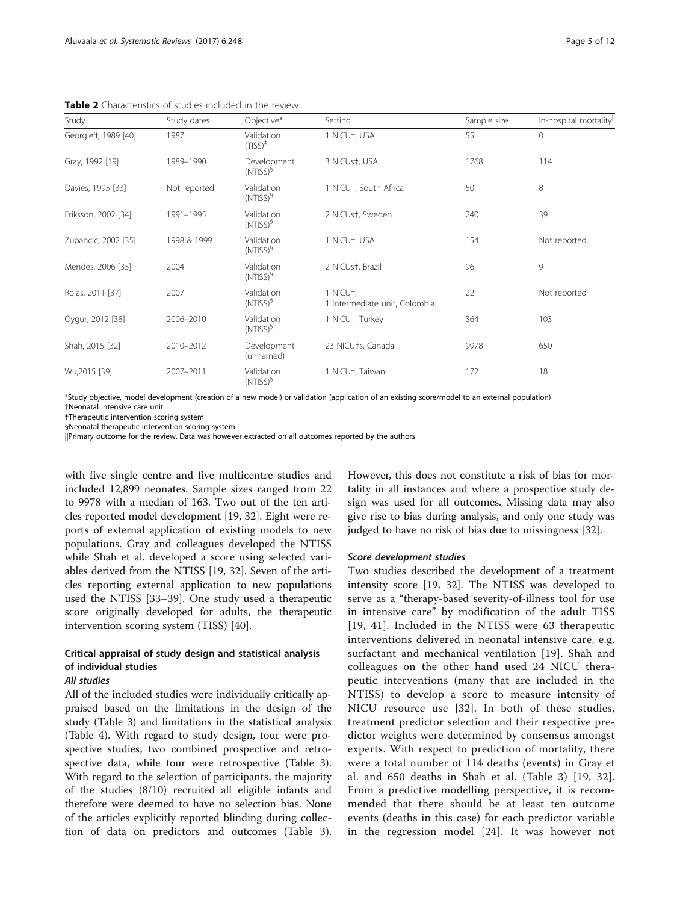**Table 2** Characteristics of studies included in the review

| Study | Study dates | Objective* | Setting | Sample size | In-hospital mortality[||] |
|---|---|---|---|---|---|
| Georgieff, 1989 [40] | 1987 | Validation (TISS)[‡] | 1 NICU†, USA | 55 | 0 |
| Gray, 1992 [19] | 1989–1990 | Development (NTISS)[§] | 3 NICUs†, USA | 1768 | 114 |
| Davies, 1995 [33] | Not reported | Validation (NTISS)[§] | 1 NICU†, South Africa | 50 | 8 |
| Eriksson, 2002 [34] | 1991–1995 | Validation (NTISS)[§] | 2 NICUs†, Sweden | 240 | 39 |
| Zupancic, 2002 [35] | 1998 & 1999 | Validation (NTISS)[§] | 1 NICU†, USA | 154 | Not reported |
| Mendes, 2006 [35] | 2004 | Validation (NTISS)[§] | 2 NICUs†, Brazil | 96 | 9 |
| Rojas, 2011 [37] | 2007 | Validation (NTISS)[§] | 1 NICU†, 1 intermediate unit, Colombia | 22 | Not reported |
| Oygur, 2012 [38] | 2006–2010 | Validation (NTISS)[§] | 1 NICU†, Turkey | 364 | 103 |
| Shah, 2015 [32] | 2010–2012 | Development (unnamed) | 23 NICU†s, Canada | 9978 | 650 |
| Wu,2015 [39] | 2007–2011 | Validation (NTISS)[§] | 1 NICU†, Taiwan | 172 | 18 |

*Study objective, model development (creation of a new model) or validation (application of an existing score/model to an external population)
†Neonatal intensive care unit
‡Therapeutic intervention scoring system
§Neonatal therapeutic intervention scoring system
||Primary outcome for the review. Data was however extracted on all outcomes reported by the authors

with five single centre and five multicentre studies and included 12,899 neonates. Sample sizes ranged from 22 to 9978 with a median of 163. Two out of the ten articles reported model development [19, 32]. Eight were reports of external application of existing models to new populations. Gray and colleagues developed the NTISS while Shah et al. developed a score using selected variables derived from the NTISS [19, 32]. Seven of the articles reporting external application to new populations used the NTISS [33–39]. One study used a therapeutic score originally developed for adults, the therapeutic intervention scoring system (TISS) [40].

## Critical appraisal of study design and statistical analysis of individual studies

### All studies

All of the included studies were individually critically appraised based on the limitations in the design of the study (Table 3) and limitations in the statistical analysis (Table 4). With regard to study design, four were prospective studies, two combined prospective and retrospective data, while four were retrospective (Table 3). With regard to the selection of participants, the majority of the studies (8/10) recruited all eligible infants and therefore were deemed to have no selection bias. None of the articles explicitly reported blinding during collection of data on predictors and outcomes (Table 3). However, this does not constitute a risk of bias for mortality in all instances and where a prospective study design was used for all outcomes. Missing data may also give rise to bias during analysis, and only one study was judged to have no risk of bias due to missingness [32].

### Score development studies

Two studies described the development of a treatment intensity score [19, 32]. The NTISS was developed to serve as a "therapy-based severity-of-illness tool for use in intensive care" by modification of the adult TISS [19, 41]. Included in the NTISS were 63 therapeutic interventions delivered in neonatal intensive care, e.g. surfactant and mechanical ventilation [19]. Shah and colleagues on the other hand used 24 NICU therapeutic interventions (many that are included in the NTISS) to develop a score to measure intensity of NICU resource use [32]. In both of these studies, treatment predictor selection and their respective predictor weights were determined by consensus amongst experts. With respect to prediction of mortality, there were a total number of 114 deaths (events) in Gray et al. and 650 deaths in Shah et al. (Table 3) [19, 32]. From a predictive modelling perspective, it is recommended that there should be at least ten outcome events (deaths in this case) for each predictor variable in the regression model [24]. It was however not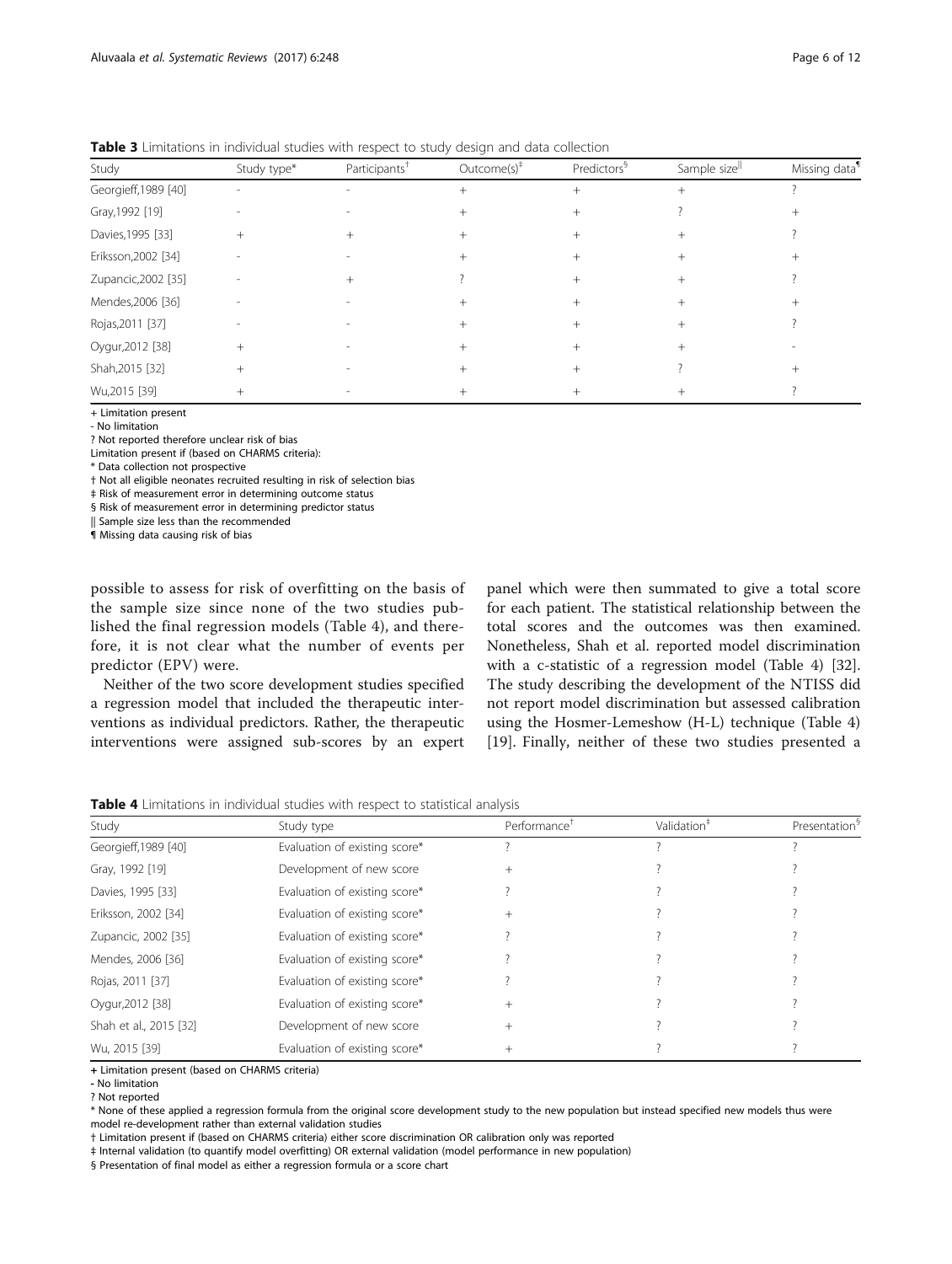**Table 3** Limitations in individual studies with respect to study design and data collection

| Study | Study type* | Participants† | Outcome(s)‡ | Predictors§ | Sample size‖ | Missing data¶ |
|---|---|---|---|---|---|---|
| Georgieff,1989 [40] | - | - | + | + | + | ? |
| Gray,1992 [19] | - | - | + | + | ? | + |
| Davies,1995 [33] | + | + | + | + | + | ? |
| Eriksson,2002 [34] | - | - | + | + | + | + |
| Zupancic,2002 [35] | - | + | ? | + | + | ? |
| Mendes,2006 [36] | - | - | + | + | + | + |
| Rojas,2011 [37] | - | - | + | + | + | ? |
| Oygur,2012 [38] | + | - | + | + | + | - |
| Shah,2015 [32] | + | - | + | + | ? | + |
| Wu,2015 [39] | + | - | + | + | + | ? |

+ Limitation present
- No limitation
? Not reported therefore unclear risk of bias
Limitation present if (based on CHARMS criteria):
* Data collection not prospective
† Not all eligible neonates recruited resulting in risk of selection bias
‡ Risk of measurement error in determining outcome status
§ Risk of measurement error in determining predictor status
‖ Sample size less than the recommended
¶ Missing data causing risk of bias

possible to assess for risk of overfitting on the basis of the sample size since none of the two studies published the final regression models (Table 4), and therefore, it is not clear what the number of events per predictor (EPV) were.

Neither of the two score development studies specified a regression model that included the therapeutic interventions as individual predictors. Rather, the therapeutic interventions were assigned sub-scores by an expert panel which were then summated to give a total score for each patient. The statistical relationship between the total scores and the outcomes was then examined. Nonetheless, Shah et al. reported model discrimination with a c-statistic of a regression model (Table 4) [32]. The study describing the development of the NTISS did not report model discrimination but assessed calibration using the Hosmer-Lemeshow (H-L) technique (Table 4) [19]. Finally, neither of these two studies presented a

**Table 4** Limitations in individual studies with respect to statistical analysis

| Study | Study type | Performance† | Validation‡ | Presentation§ |
|---|---|---|---|---|
| Georgieff,1989 [40] | Evaluation of existing score* | ? | ? | ? |
| Gray, 1992 [19] | Development of new score | + | ? | ? |
| Davies, 1995 [33] | Evaluation of existing score* | ? | ? | ? |
| Eriksson, 2002 [34] | Evaluation of existing score* | + | ? | ? |
| Zupancic, 2002 [35] | Evaluation of existing score* | ? | ? | ? |
| Mendes, 2006 [36] | Evaluation of existing score* | ? | ? | ? |
| Rojas, 2011 [37] | Evaluation of existing score* | ? | ? | ? |
| Oygur,2012 [38] | Evaluation of existing score* | + | ? | ? |
| Shah et al., 2015 [32] | Development of new score | + | ? | ? |
| Wu, 2015 [39] | Evaluation of existing score* | + | ? | ? |

+ Limitation present (based on CHARMS criteria)
- No limitation
? Not reported
* None of these applied a regression formula from the original score development study to the new population but instead specified new models thus were model re-development rather than external validation studies
† Limitation present if (based on CHARMS criteria) either score discrimination OR calibration only was reported
‡ Internal validation (to quantify model overfitting) OR external validation (model performance in new population)
§ Presentation of final model as either a regression formula or a score chart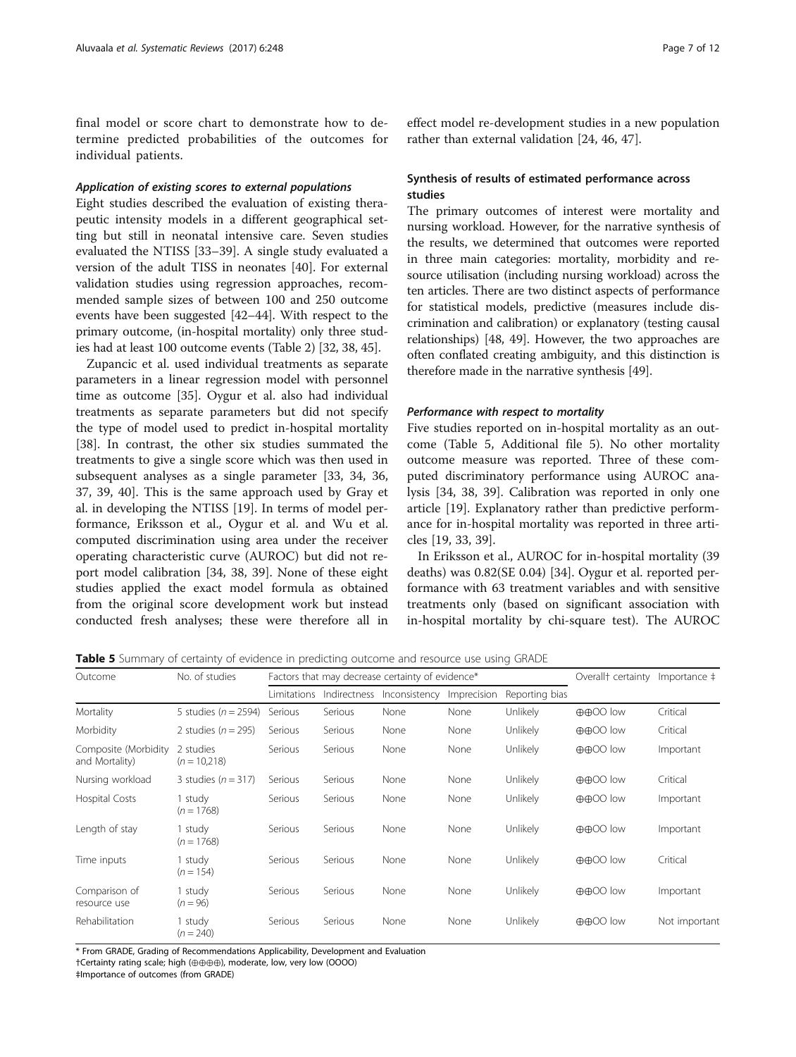final model or score chart to demonstrate how to determine predicted probabilities of the outcomes for individual patients.

#### *Application of existing scores to external populations*

Eight studies described the evaluation of existing therapeutic intensity models in a different geographical setting but still in neonatal intensive care. Seven studies evaluated the NTISS [33–39]. A single study evaluated a version of the adult TISS in neonates [40]. For external validation studies using regression approaches, recommended sample sizes of between 100 and 250 outcome events have been suggested [42–44]. With respect to the primary outcome, (in-hospital mortality) only three studies had at least 100 outcome events (Table 2) [32, 38, 45].

Zupancic et al. used individual treatments as separate parameters in a linear regression model with personnel time as outcome [35]. Oygur et al. also had individual treatments as separate parameters but did not specify the type of model used to predict in-hospital mortality [38]. In contrast, the other six studies summated the treatments to give a single score which was then used in subsequent analyses as a single parameter [33, 34, 36, 37, 39, 40]. This is the same approach used by Gray et al. in developing the NTISS [19]. In terms of model performance, Eriksson et al., Oygur et al. and Wu et al. computed discrimination using area under the receiver operating characteristic curve (AUROC) but did not report model calibration [34, 38, 39]. None of these eight studies applied the exact model formula as obtained from the original score development work but instead conducted fresh analyses; these were therefore all in effect model re-development studies in a new population rather than external validation [24, 46, 47].

### Synthesis of results of estimated performance across studies

The primary outcomes of interest were mortality and nursing workload. However, for the narrative synthesis of the results, we determined that outcomes were reported in three main categories: mortality, morbidity and resource utilisation (including nursing workload) across the ten articles. There are two distinct aspects of performance for statistical models, predictive (measures include discrimination and calibration) or explanatory (testing causal relationships) [48, 49]. However, the two approaches are often conflated creating ambiguity, and this distinction is therefore made in the narrative synthesis [49].

#### *Performance with respect to mortality*

Five studies reported on in-hospital mortality as an outcome (Table 5, Additional file 5). No other mortality outcome measure was reported. Three of these computed discriminatory performance using AUROC analysis [34, 38, 39]. Calibration was reported in only one article [19]. Explanatory rather than predictive performance for in-hospital mortality was reported in three articles [19, 33, 39].

In Eriksson et al., AUROC for in-hospital mortality (39 deaths) was 0.82(SE 0.04) [34]. Oygur et al. reported performance with 63 treatment variables and with sensitive treatments only (based on significant association with in-hospital mortality by chi-square test). The AUROC

**Table 5** Summary of certainty of evidence in predicting outcome and resource use using GRADE

| Outcome | No. of studies | Factors that may decrease certainty of evidence* | | | | | Overall† certainty | Importance ‡ |
|---|---|---|---|---|---|---|---|---|
| | | Limitations | Indirectness | Inconsistency | Imprecision | Reporting bias | | |
| Mortality | 5 studies ($n = 2594$) | Serious | Serious | None | None | Unlikely | ⊕⊕OO low | Critical |
| Morbidity | 2 studies ($n = 295$) | Serious | Serious | None | None | Unlikely | ⊕⊕OO low | Critical |
| Composite (Morbidity and Mortality) | 2 studies ($n = 10,218$) | Serious | Serious | None | None | Unlikely | ⊕⊕OO low | Important |
| Nursing workload | 3 studies ($n = 317$) | Serious | Serious | None | None | Unlikely | ⊕⊕OO low | Critical |
| Hospital Costs | 1 study ($n = 1768$) | Serious | Serious | None | None | Unlikely | ⊕⊕OO low | Important |
| Length of stay | 1 study ($n = 1768$) | Serious | Serious | None | None | Unlikely | ⊕⊕OO low | Important |
| Time inputs | 1 study ($n = 154$) | Serious | Serious | None | None | Unlikely | ⊕⊕OO low | Critical |
| Comparison of resource use | 1 study ($n = 96$) | Serious | Serious | None | None | Unlikely | ⊕⊕OO low | Important |
| Rehabilitation | 1 study ($n = 240$) | Serious | Serious | None | None | Unlikely | ⊕⊕OO low | Not important |

\* From GRADE, Grading of Recommendations Applicability, Development and Evaluation

†Certainty rating scale; high (⊕⊕⊕⊕), moderate, low, very low (OOOO)

‡Importance of outcomes (from GRADE)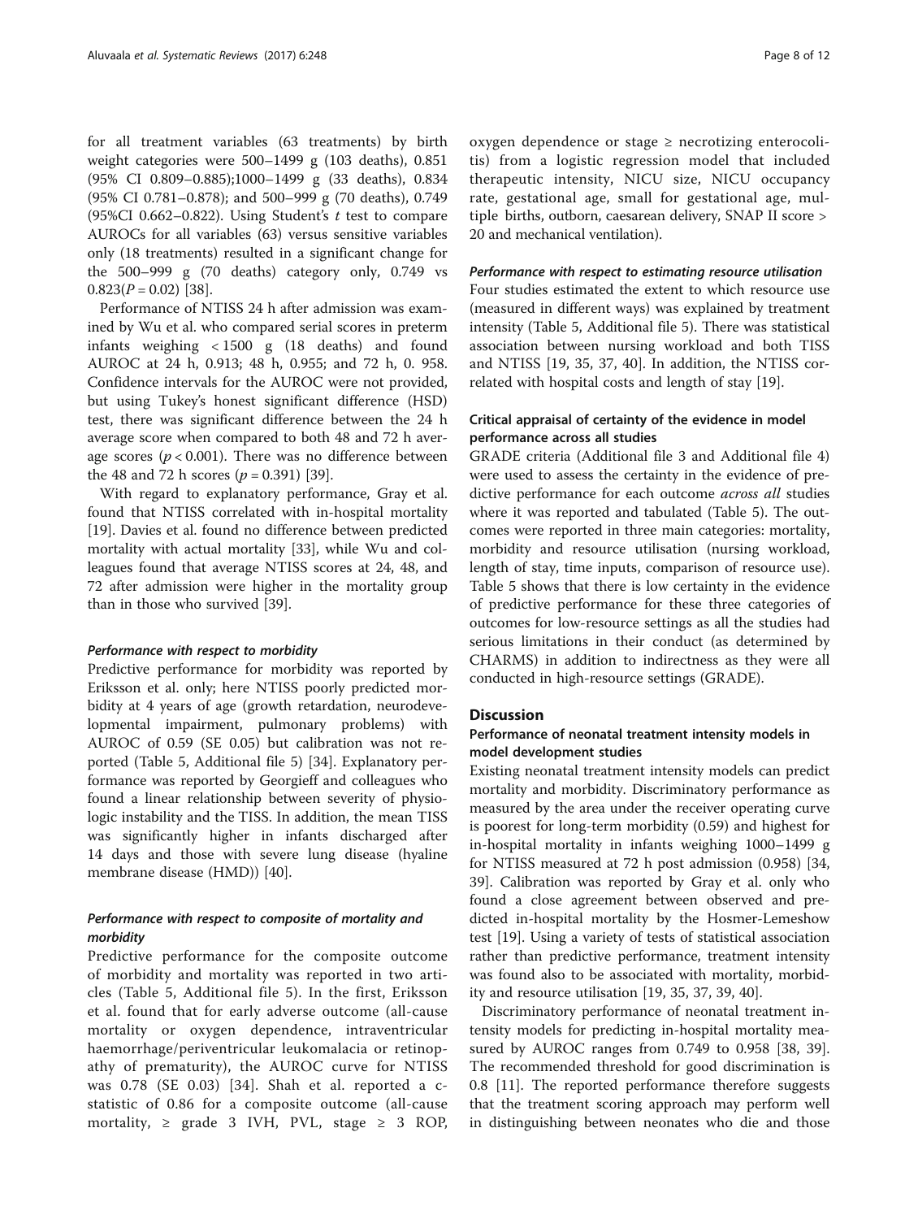for all treatment variables (63 treatments) by birth weight categories were 500–1499 g (103 deaths), 0.851 (95% CI 0.809–0.885);1000–1499 g (33 deaths), 0.834 (95% CI 0.781–0.878); and 500–999 g (70 deaths), 0.749 (95%CI 0.662–0.822). Using Student's $t$ test to compare AUROCs for all variables (63) versus sensitive variables only (18 treatments) resulted in a significant change for the 500–999 g (70 deaths) category only, 0.749 vs 0.823($P = 0.02$) [38].

Performance of NTISS 24 h after admission was examined by Wu et al. who compared serial scores in preterm infants weighing < 1500 g (18 deaths) and found AUROC at 24 h, 0.913; 48 h, 0.955; and 72 h, 0. 958. Confidence intervals for the AUROC were not provided, but using Tukey's honest significant difference (HSD) test, there was significant difference between the 24 h average score when compared to both 48 and 72 h average scores ($p < 0.001$). There was no difference between the 48 and 72 h scores ($p = 0.391$) [39].

With regard to explanatory performance, Gray et al. found that NTISS correlated with in-hospital mortality [19]. Davies et al. found no difference between predicted mortality with actual mortality [33], while Wu and colleagues found that average NTISS scores at 24, 48, and 72 after admission were higher in the mortality group than in those who survived [39].

#### *Performance with respect to morbidity*

Predictive performance for morbidity was reported by Eriksson et al. only; here NTISS poorly predicted morbidity at 4 years of age (growth retardation, neurodevelopmental impairment, pulmonary problems) with AUROC of 0.59 (SE 0.05) but calibration was not reported (Table 5, Additional file 5) [34]. Explanatory performance was reported by Georgieff and colleagues who found a linear relationship between severity of physiologic instability and the TISS. In addition, the mean TISS was significantly higher in infants discharged after 14 days and those with severe lung disease (hyaline membrane disease (HMD)) [40].

#### *Performance with respect to composite of mortality and morbidity*

Predictive performance for the composite outcome of morbidity and mortality was reported in two articles (Table 5, Additional file 5). In the first, Eriksson et al. found that for early adverse outcome (all-cause mortality or oxygen dependence, intraventricular haemorrhage/periventricular leukomalacia or retinopathy of prematurity), the AUROC curve for NTISS was 0.78 (SE 0.03) [34]. Shah et al. reported a c-statistic of 0.86 for a composite outcome (all-cause mortality, ≥ grade 3 IVH, PVL, stage ≥ 3 ROP, oxygen dependence or stage ≥ necrotizing enterocolitis) from a logistic regression model that included therapeutic intensity, NICU size, NICU occupancy rate, gestational age, small for gestational age, multiple births, outborn, caesarean delivery, SNAP II score > 20 and mechanical ventilation).

#### *Performance with respect to estimating resource utilisation*

Four studies estimated the extent to which resource use (measured in different ways) was explained by treatment intensity (Table 5, Additional file 5). There was statistical association between nursing workload and both TISS and NTISS [19, 35, 37, 40]. In addition, the NTISS correlated with hospital costs and length of stay [19].

### Critical appraisal of certainty of the evidence in model performance across all studies

GRADE criteria (Additional file 3 and Additional file 4) were used to assess the certainty in the evidence of predictive performance for each outcome *across all* studies where it was reported and tabulated (Table 5). The outcomes were reported in three main categories: mortality, morbidity and resource utilisation (nursing workload, length of stay, time inputs, comparison of resource use). Table 5 shows that there is low certainty in the evidence of predictive performance for these three categories of outcomes for low-resource settings as all the studies had serious limitations in their conduct (as determined by CHARMS) in addition to indirectness as they were all conducted in high-resource settings (GRADE).

## Discussion

### Performance of neonatal treatment intensity models in model development studies

Existing neonatal treatment intensity models can predict mortality and morbidity. Discriminatory performance as measured by the area under the receiver operating curve is poorest for long-term morbidity (0.59) and highest for in-hospital mortality in infants weighing 1000–1499 g for NTISS measured at 72 h post admission (0.958) [34, 39]. Calibration was reported by Gray et al. only who found a close agreement between observed and predicted in-hospital mortality by the Hosmer-Lemeshow test [19]. Using a variety of tests of statistical association rather than predictive performance, treatment intensity was found also to be associated with mortality, morbidity and resource utilisation [19, 35, 37, 39, 40].

Discriminatory performance of neonatal treatment intensity models for predicting in-hospital mortality measured by AUROC ranges from 0.749 to 0.958 [38, 39]. The recommended threshold for good discrimination is 0.8 [11]. The reported performance therefore suggests that the treatment scoring approach may perform well in distinguishing between neonates who die and those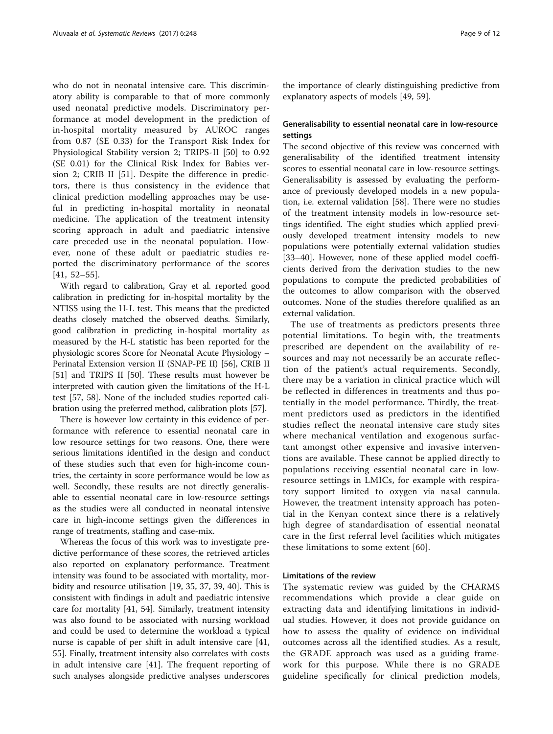who do not in neonatal intensive care. This discriminatory ability is comparable to that of more commonly used neonatal predictive models. Discriminatory performance at model development in the prediction of in-hospital mortality measured by AUROC ranges from 0.87 (SE 0.33) for the Transport Risk Index for Physiological Stability version 2; TRIPS-II [50] to 0.92 (SE 0.01) for the Clinical Risk Index for Babies version 2; CRIB II [51]. Despite the difference in predictors, there is thus consistency in the evidence that clinical prediction modelling approaches may be useful in predicting in-hospital mortality in neonatal medicine. The application of the treatment intensity scoring approach in adult and paediatric intensive care preceded use in the neonatal population. However, none of these adult or paediatric studies reported the discriminatory performance of the scores [41, 52–55].

With regard to calibration, Gray et al. reported good calibration in predicting for in-hospital mortality by the NTISS using the H-L test. This means that the predicted deaths closely matched the observed deaths. Similarly, good calibration in predicting in-hospital mortality as measured by the H-L statistic has been reported for the physiologic scores Score for Neonatal Acute Physiology – Perinatal Extension version II (SNAP-PE II) [56], CRIB II [51] and TRIPS II [50]. These results must however be interpreted with caution given the limitations of the H-L test [57, 58]. None of the included studies reported calibration using the preferred method, calibration plots [57].

There is however low certainty in this evidence of performance with reference to essential neonatal care in low resource settings for two reasons. One, there were serious limitations identified in the design and conduct of these studies such that even for high-income countries, the certainty in score performance would be low as well. Secondly, these results are not directly generalisable to essential neonatal care in low-resource settings as the studies were all conducted in neonatal intensive care in high-income settings given the differences in range of treatments, staffing and case-mix.

Whereas the focus of this work was to investigate predictive performance of these scores, the retrieved articles also reported on explanatory performance. Treatment intensity was found to be associated with mortality, morbidity and resource utilisation [19, 35, 37, 39, 40]. This is consistent with findings in adult and paediatric intensive care for mortality [41, 54]. Similarly, treatment intensity was also found to be associated with nursing workload and could be used to determine the workload a typical nurse is capable of per shift in adult intensive care [41, 55]. Finally, treatment intensity also correlates with costs in adult intensive care [41]. The frequent reporting of such analyses alongside predictive analyses underscores the importance of clearly distinguishing predictive from explanatory aspects of models [49, 59].

### Generalisability to essential neonatal care in low-resource settings

The second objective of this review was concerned with generalisability of the identified treatment intensity scores to essential neonatal care in low-resource settings. Generalisability is assessed by evaluating the performance of previously developed models in a new population, i.e. external validation [58]. There were no studies of the treatment intensity models in low-resource settings identified. The eight studies which applied previously developed treatment intensity models to new populations were potentially external validation studies [33–40]. However, none of these applied model coefficients derived from the derivation studies to the new populations to compute the predicted probabilities of the outcomes to allow comparison with the observed outcomes. None of the studies therefore qualified as an external validation.

The use of treatments as predictors presents three potential limitations. To begin with, the treatments prescribed are dependent on the availability of resources and may not necessarily be an accurate reflection of the patient's actual requirements. Secondly, there may be a variation in clinical practice which will be reflected in differences in treatments and thus potentially in the model performance. Thirdly, the treatment predictors used as predictors in the identified studies reflect the neonatal intensive care study sites where mechanical ventilation and exogenous surfactant amongst other expensive and invasive interventions are available. These cannot be applied directly to populations receiving essential neonatal care in low-resource settings in LMICs, for example with respiratory support limited to oxygen via nasal cannula. However, the treatment intensity approach has potential in the Kenyan context since there is a relatively high degree of standardisation of essential neonatal care in the first referral level facilities which mitigates these limitations to some extent [60].

### Limitations of the review

The systematic review was guided by the CHARMS recommendations which provide a clear guide on extracting data and identifying limitations in individual studies. However, it does not provide guidance on how to assess the quality of evidence on individual outcomes across all the identified studies. As a result, the GRADE approach was used as a guiding framework for this purpose. While there is no GRADE guideline specifically for clinical prediction models,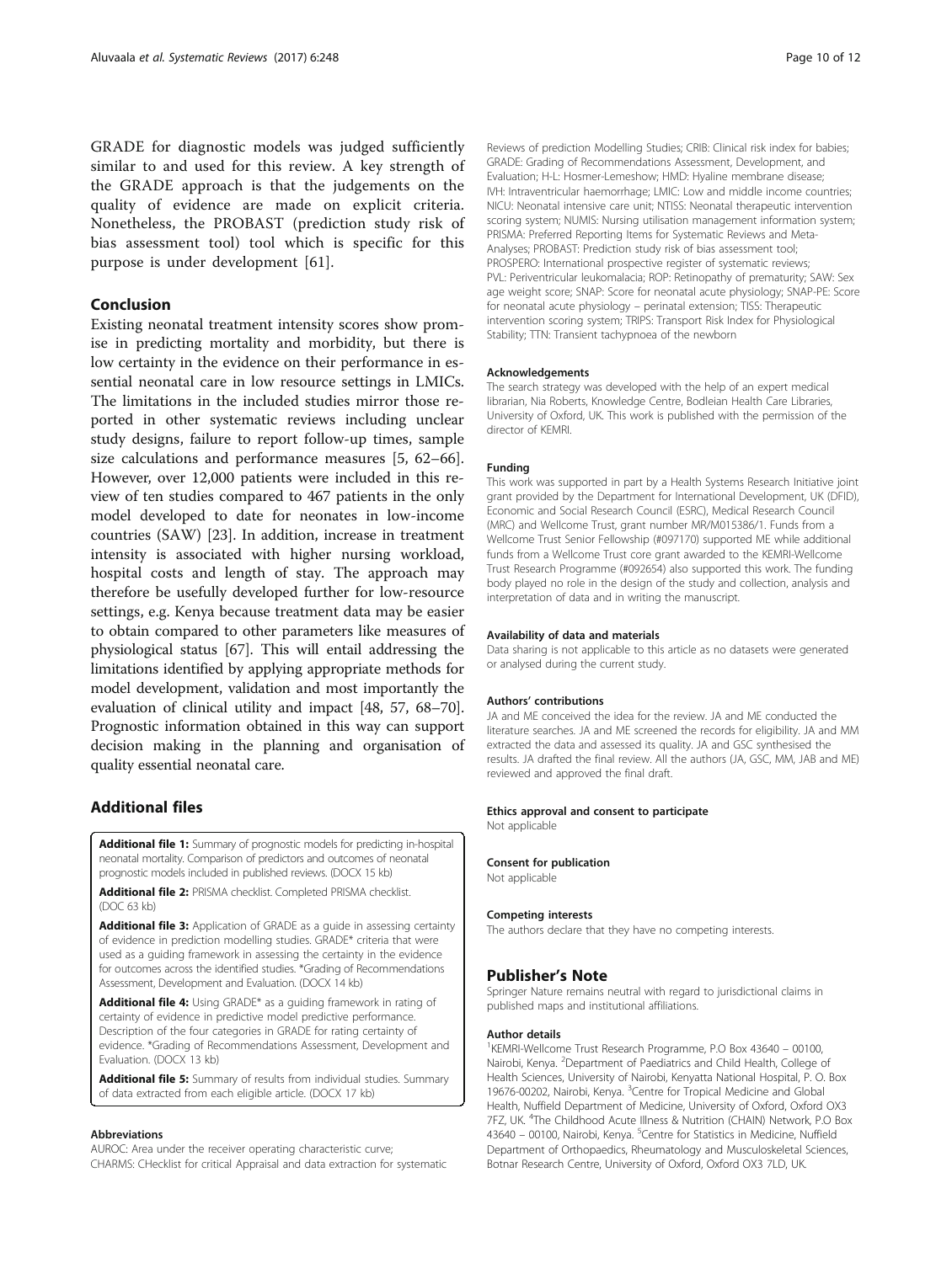GRADE for diagnostic models was judged sufficiently similar to and used for this review. A key strength of the GRADE approach is that the judgements on the quality of evidence are made on explicit criteria. Nonetheless, the PROBAST (prediction study risk of bias assessment tool) tool which is specific for this purpose is under development [61].

## Conclusion

Existing neonatal treatment intensity scores show promise in predicting mortality and morbidity, but there is low certainty in the evidence on their performance in essential neonatal care in low resource settings in LMICs. The limitations in the included studies mirror those reported in other systematic reviews including unclear study designs, failure to report follow-up times, sample size calculations and performance measures [5, 62–66]. However, over 12,000 patients were included in this review of ten studies compared to 467 patients in the only model developed to date for neonates in low-income countries (SAW) [23]. In addition, increase in treatment intensity is associated with higher nursing workload, hospital costs and length of stay. The approach may therefore be usefully developed further for low-resource settings, e.g. Kenya because treatment data may be easier to obtain compared to other parameters like measures of physiological status [67]. This will entail addressing the limitations identified by applying appropriate methods for model development, validation and most importantly the evaluation of clinical utility and impact [48, 57, 68–70]. Prognostic information obtained in this way can support decision making in the planning and organisation of quality essential neonatal care.

## Additional files

**Additional file 1:** Summary of prognostic models for predicting in-hospital neonatal mortality. Comparison of predictors and outcomes of neonatal prognostic models included in published reviews. (DOCX 15 kb)

**Additional file 2:** PRISMA checklist. Completed PRISMA checklist. (DOC 63 kb)

**Additional file 3:** Application of GRADE as a guide in assessing certainty of evidence in prediction modelling studies. GRADE* criteria that were used as a guiding framework in assessing the certainty in the evidence for outcomes across the identified studies. *Grading of Recommendations Assessment, Development and Evaluation. (DOCX 14 kb)

**Additional file 4:** Using GRADE* as a guiding framework in rating of certainty of evidence in predictive model predictive performance. Description of the four categories in GRADE for rating certainty of evidence. *Grading of Recommendations Assessment, Development and Evaluation. (DOCX 13 kb)

**Additional file 5:** Summary of results from individual studies. Summary of data extracted from each eligible article. (DOCX 17 kb)

#### Abbreviations

AUROC: Area under the receiver operating characteristic curve; CHARMS: CHecklist for critical Appraisal and data extraction for systematic Reviews of prediction Modelling Studies; CRIB: Clinical risk index for babies; GRADE: Grading of Recommendations Assessment, Development, and Evaluation; H-L: Hosmer-Lemeshow; HMD: Hyaline membrane disease; IVH: Intraventricular haemorrhage; LMIC: Low and middle income countries; NICU: Neonatal intensive care unit; NTISS: Neonatal therapeutic intervention scoring system; NUMIS: Nursing utilisation management information system; PRISMA: Preferred Reporting Items for Systematic Reviews and Meta-Analyses; PROBAST: Prediction study risk of bias assessment tool; PROSPERO: International prospective register of systematic reviews; PVL: Periventricular leukomalacia; ROP: Retinopathy of prematurity; SAW: Sex age weight score; SNAP: Score for neonatal acute physiology; SNAP-PE: Score for neonatal acute physiology – perinatal extension; TISS: Therapeutic intervention scoring system; TRIPS: Transport Risk Index for Physiological Stability; TTN: Transient tachypnoea of the newborn

#### Acknowledgements

The search strategy was developed with the help of an expert medical librarian, Nia Roberts, Knowledge Centre, Bodleian Health Care Libraries, University of Oxford, UK. This work is published with the permission of the director of KEMRI.

#### Funding

This work was supported in part by a Health Systems Research Initiative joint grant provided by the Department for International Development, UK (DFID), Economic and Social Research Council (ESRC), Medical Research Council (MRC) and Wellcome Trust, grant number MR/M015386/1. Funds from a Wellcome Trust Senior Fellowship (#097170) supported ME while additional funds from a Wellcome Trust core grant awarded to the KEMRI-Wellcome Trust Research Programme (#092654) also supported this work. The funding body played no role in the design of the study and collection, analysis and interpretation of data and in writing the manuscript.

#### Availability of data and materials

Data sharing is not applicable to this article as no datasets were generated or analysed during the current study.

#### Authors' contributions

JA and ME conceived the idea for the review. JA and ME conducted the literature searches. JA and ME screened the records for eligibility. JA and MM extracted the data and assessed its quality. JA and GSC synthesised the results. JA drafted the final review. All the authors (JA, GSC, MM, JAB and ME) reviewed and approved the final draft.

#### Ethics approval and consent to participate

Not applicable

#### Consent for publication

Not applicable

#### Competing interests

The authors declare that they have no competing interests.

## Publisher's Note

Springer Nature remains neutral with regard to jurisdictional claims in published maps and institutional affiliations.

#### Author details

[1]KEMRI-Wellcome Trust Research Programme, P.O Box 43640 – 00100, Nairobi, Kenya. [2]Department of Paediatrics and Child Health, College of Health Sciences, University of Nairobi, Kenyatta National Hospital, P. O. Box 19676-00202, Nairobi, Kenya. [3]Centre for Tropical Medicine and Global Health, Nuffield Department of Medicine, University of Oxford, Oxford OX3 7FZ, UK. [4]The Childhood Acute Illness & Nutrition (CHAIN) Network, P.O Box 43640 – 00100, Nairobi, Kenya. [5]Centre for Statistics in Medicine, Nuffield Department of Orthopaedics, Rheumatology and Musculoskeletal Sciences, Botnar Research Centre, University of Oxford, Oxford OX3 7LD, UK.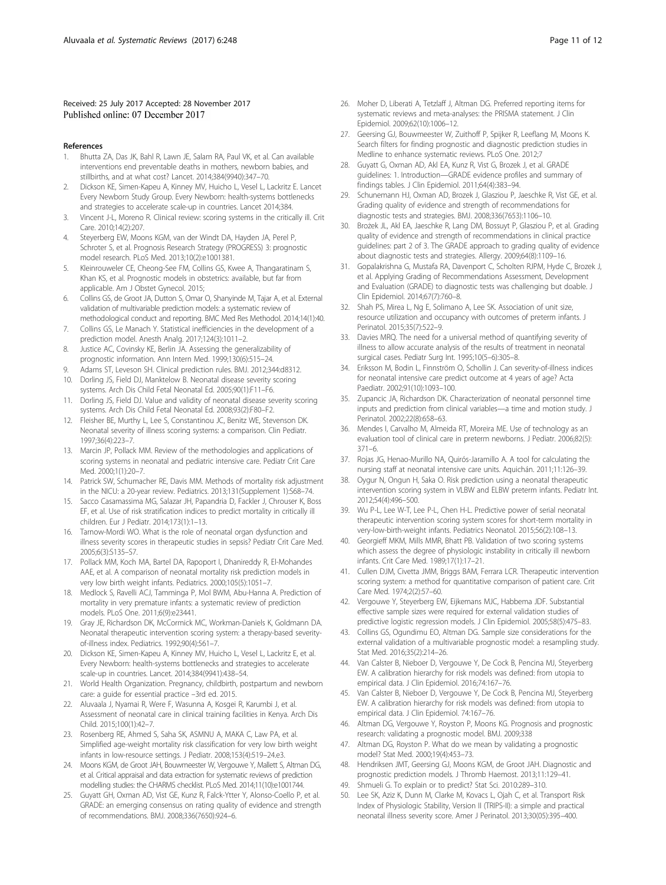Received: 25 July 2017 Accepted: 28 November 2017
Published online: 07 December 2017

## References

1. Bhutta ZA, Das JK, Bahl R, Lawn JE, Salam RA, Paul VK, et al. Can available interventions end preventable deaths in mothers, newborn babies, and stillbirths, and at what cost? Lancet. 2014;384(9940):347–70.
2. Dickson KE, Simen-Kapeu A, Kinney MV, Huicho L, Vesel L, Lackritz E. Lancet Every Newborn Study Group. Every Newborn: health-systems bottlenecks and strategies to accelerate scale-up in countries. Lancet 2014;384.
3. Vincent J-L, Moreno R. Clinical review: scoring systems in the critically ill. Crit Care. 2010;14(2):207.
4. Steyerberg EW, Moons KGM, van der Windt DA, Hayden JA, Perel P, Schroter S, et al. Prognosis Research Strategy (PROGRESS) 3: prognostic model research. PLoS Med. 2013;10(2):e1001381.
5. Kleinrouweler CE, Cheong-See FM, Collins GS, Kwee A, Thangaratinam S, Khan KS, et al. Prognostic models in obstetrics: available, but far from applicable. Am J Obstet Gynecol. 2015;
6. Collins GS, de Groot JA, Dutton S, Omar O, Shanyinde M, Tajar A, et al. External validation of multivariable prediction models: a systematic review of methodological conduct and reporting. BMC Med Res Methodol. 2014;14(1):40.
7. Collins GS, Le Manach Y. Statistical inefficiencies in the development of a prediction model. Anesth Analg. 2017;124(3):1011–2.
8. Justice AC, Covinsky KE, Berlin JA. Assessing the generalizability of prognostic information. Ann Intern Med. 1999;130(6):515–24.
9. Adams ST, Leveson SH. Clinical prediction rules. BMJ. 2012;344:d8312.
10. Dorling JS, Field DJ, Manktelow B. Neonatal disease severity scoring systems. Arch Dis Child Fetal Neonatal Ed. 2005;90(1):F11–F6.
11. Dorling JS, Field DJ. Value and validity of neonatal disease severity scoring systems. Arch Dis Child Fetal Neonatal Ed. 2008;93(2):F80–F2.
12. Fleisher BE, Murthy L, Lee S, Constantinou JC, Benitz WE, Stevenson DK. Neonatal severity of illness scoring systems: a comparison. Clin Pediatr. 1997;36(4):223–7.
13. Marcin JP, Pollack MM. Review of the methodologies and applications of scoring systems in neonatal and pediatric intensive care. Pediatr Crit Care Med. 2000;1(1):20–7.
14. Patrick SW, Schumacher RE, Davis MM. Methods of mortality risk adjustment in the NICU: a 20-year review. Pediatrics. 2013;131(Supplement 1):S68–74.
15. Sacco Casamassima MG, Salazar JH, Papandria D, Fackler J, Chrouser K, Boss EF, et al. Use of risk stratification indices to predict mortality in critically ill children. Eur J Pediatr. 2014;173(1):1–13.
16. Tarnow-Mordi WO. What is the role of neonatal organ dysfunction and illness severity scores in therapeutic studies in sepsis? Pediatr Crit Care Med. 2005;6(3):S135–S7.
17. Pollack MM, Koch MA, Bartel DA, Rapoport I, Dhanireddy R, El-Mohandes AAE, et al. A comparison of neonatal mortality risk prediction models in very low birth weight infants. Pediatrics. 2000;105(5):1051–7.
18. Medlock S, Ravelli ACJ, Tamminga P, Mol BWM, Abu-Hanna A. Prediction of mortality in very premature infants: a systematic review of prediction models. PLoS One. 2011;6(9):e23441.
19. Gray JE, Richardson DK, McCormick MC, Workman-Daniels K, Goldmann DA. Neonatal therapeutic intervention scoring system: a therapy-based severity-of-illness index. Pediatrics. 1992;90(4):561–7.
20. Dickson KE, Simen-Kapeu A, Kinney MV, Huicho L, Vesel L, Lackritz E, et al. Every Newborn: health-systems bottlenecks and strategies to accelerate scale-up in countries. Lancet. 2014;384(9941):438–54.
21. World Health Organization. Pregnancy, childbirth, postpartum and newborn care: a guide for essential practice –3rd ed. 2015.
22. Aluvaala J, Nyamai R, Were F, Wasunna A, Kosgei R, Karumbi J, et al. Assessment of neonatal care in clinical training facilities in Kenya. Arch Dis Child. 2015;100(1):42–7.
23. Rosenberg RE, Ahmed S, Saha SK, ASMNU A, MAKA C, Law PA, et al. Simplified age-weight mortality risk classification for very low birth weight infants in low-resource settings. J Pediatr. 2008;153(4):519–24.e3.
24. Moons KGM, de Groot JAH, Bouwmeester W, Vergouwe Y, Mallett S, Altman DG, et al. Critical appraisal and data extraction for systematic reviews of prediction modelling studies: the CHARMS checklist. PLoS Med. 2014;11(10):e1001744.
25. Guyatt GH, Oxman AD, Vist GE, Kunz R, Falck-Ytter Y, Alonso-Coello P, et al. GRADE: an emerging consensus on rating quality of evidence and strength of recommendations. BMJ. 2008;336(7650):924–6.
26. Moher D, Liberati A, Tetzlaff J, Altman DG. Preferred reporting items for systematic reviews and meta-analyses: the PRISMA statement. J Clin Epidemiol. 2009;62(10):1006–12.
27. Geersing GJ, Bouwmeester W, Zuithoff P, Spijker R, Leeflang M, Moons K. Search filters for finding prognostic and diagnostic prediction studies in Medline to enhance systematic reviews. PLoS One. 2012;7
28. Guyatt G, Oxman AD, Akl EA, Kunz R, Vist G, Brozek J, et al. GRADE guidelines: 1. Introduction—GRADE evidence profiles and summary of findings tables. J Clin Epidemiol. 2011;64(4):383–94.
29. Schunemann HJ, Oxman AD, Brozek J, Glasziou P, Jaeschke R, Vist GE, et al. Grading quality of evidence and strength of recommendations for diagnostic tests and strategies. BMJ. 2008;336(7653):1106–10.
30. Brożek JL, Akl EA, Jaeschke R, Lang DM, Bossuyt P, Glasziou P, et al. Grading quality of evidence and strength of recommendations in clinical practice guidelines: part 2 of 3. The GRADE approach to grading quality of evidence about diagnostic tests and strategies. Allergy. 2009;64(8):1109–16.
31. Gopalakrishna G, Mustafa RA, Davenport C, Scholten RJPM, Hyde C, Brozek J, et al. Applying Grading of Recommendations Assessment, Development and Evaluation (GRADE) to diagnostic tests was challenging but doable. J Clin Epidemiol. 2014;67(7):760–8.
32. Shah PS, Mirea L, Ng E, Solimano A, Lee SK. Association of unit size, resource utilization and occupancy with outcomes of preterm infants. J Perinatol. 2015;35(7):522–9.
33. Davies MRQ. The need for a universal method of quantifying severity of illness to allow accurate analysis of the results of treatment in neonatal surgical cases. Pediatr Surg Int. 1995;10(5–6):305–8.
34. Eriksson M, Bodin L, Finnström O, Schollin J. Can severity-of-illness indices for neonatal intensive care predict outcome at 4 years of age? Acta Paediatr. 2002;91(10):1093–100.
35. Zupancic JA, Richardson DK. Characterization of neonatal personnel time inputs and prediction from clinical variables—a time and motion study. J Perinatol. 2002;22(8):658–63.
36. Mendes I, Carvalho M, Almeida RT, Moreira ME. Use of technology as an evaluation tool of clinical care in preterm newborns. J Pediatr. 2006;82(5):371–6.
37. Rojas JG, Henao-Murillo NA, Quirós-Jaramillo A. A tool for calculating the nursing staff at neonatal intensive care units. Aquichán. 2011;11:126–39.
38. Oygur N, Ongun H, Saka O. Risk prediction using a neonatal therapeutic intervention scoring system in VLBW and ELBW preterm infants. Pediatr Int. 2012;54(4):496–500.
39. Wu P-L, Lee W-T, Lee P-L, Chen H-L. Predictive power of serial neonatal therapeutic intervention scoring system scores for short-term mortality in very-low-birth-weight infants. Pediatrics Neonatol. 2015;56(2):108–13.
40. Georgieff MKM, Mills MMR, Bhatt PB. Validation of two scoring systems which assess the degree of physiologic instability in critically ill newborn infants. Crit Care Med. 1989;17(1):17–21.
41. Cullen DJM, Civetta JMM, Briggs BAM, Ferrara LCR. Therapeutic intervention scoring system: a method for quantitative comparison of patient care. Crit Care Med. 1974;2(2):57–60.
42. Vergouwe Y, Steyerberg EW, Eijkemans MJC, Habbema JDF. Substantial effective sample sizes were required for external validation studies of predictive logistic regression models. J Clin Epidemiol. 2005;58(5):475–83.
43. Collins GS, Ogundimu EO, Altman DG. Sample size considerations for the external validation of a multivariable prognostic model: a resampling study. Stat Med. 2016;35(2):214–26.
44. Van Calster B, Nieboer D, Vergouwe Y, De Cock B, Pencina MJ, Steyerberg EW. A calibration hierarchy for risk models was defined: from utopia to empirical data. J Clin Epidemiol. 2016;74:167–76.
45. Van Calster B, Nieboer D, Vergouwe Y, De Cock B, Pencina MJ, Steyerberg EW. A calibration hierarchy for risk models was defined: from utopia to empirical data. J Clin Epidemiol. 74:167–76.
46. Altman DG, Vergouwe Y, Royston P, Moons KG. Prognosis and prognostic research: validating a prognostic model. BMJ. 2009;338
47. Altman DG, Royston P. What do we mean by validating a prognostic model? Stat Med. 2000;19(4):453–73.
48. Hendriksen JMT, Geersing GJ, Moons KGM, de Groot JAH. Diagnostic and prognostic prediction models. J Thromb Haemost. 2013;11:129–41.
49. Shmueli G. To explain or to predict? Stat Sci. 2010:289–310.
50. Lee SK, Aziz K, Dunn M, Clarke M, Kovacs L, Ojah C, et al. Transport Risk Index of Physiologic Stability, Version II (TRIPS-II): a simple and practical neonatal illness severity score. Amer J Perinatol. 2013;30(05):395–400.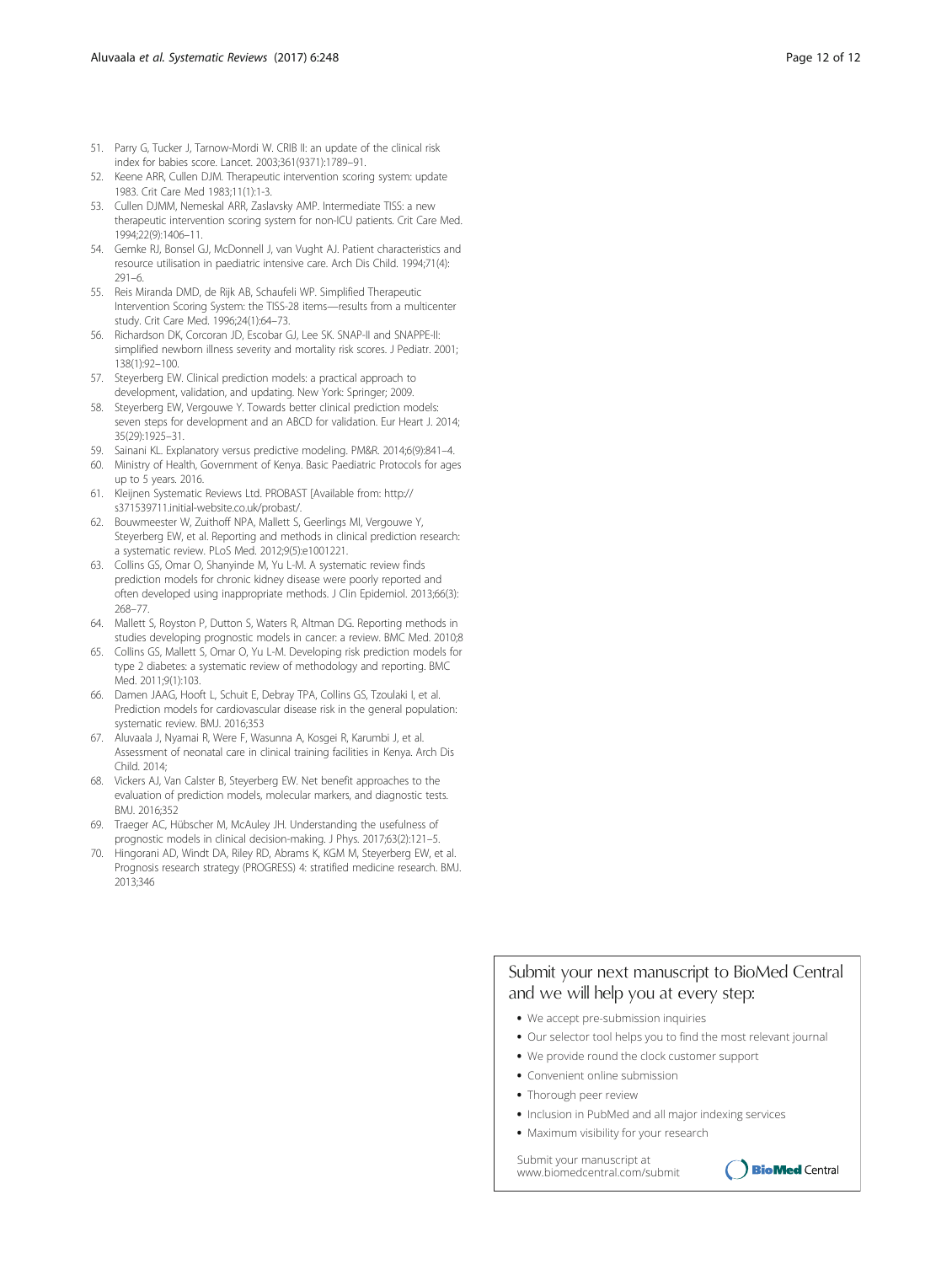51. Parry G, Tucker J, Tarnow-Mordi W. CRIB II: an update of the clinical risk index for babies score. Lancet. 2003;361(9371):1789–91.
52. Keene ARR, Cullen DJM. Therapeutic intervention scoring system: update 1983. Crit Care Med 1983;11(1):1-3.
53. Cullen DJMM, Nemeskal ARR, Zaslavsky AMP. Intermediate TISS: a new therapeutic intervention scoring system for non-ICU patients. Crit Care Med. 1994;22(9):1406–11.
54. Gemke RJ, Bonsel GJ, McDonnell J, van Vught AJ. Patient characteristics and resource utilisation in paediatric intensive care. Arch Dis Child. 1994;71(4): 291–6.
55. Reis Miranda DMD, de Rijk AB, Schaufeli WP. Simplified Therapeutic Intervention Scoring System: the TISS-28 items—results from a multicenter study. Crit Care Med. 1996;24(1):64–73.
56. Richardson DK, Corcoran JD, Escobar GJ, Lee SK. SNAP-II and SNAPPE-II: simplified newborn illness severity and mortality risk scores. J Pediatr. 2001; 138(1):92–100.
57. Steyerberg EW. Clinical prediction models: a practical approach to development, validation, and updating. New York: Springer; 2009.
58. Steyerberg EW, Vergouwe Y. Towards better clinical prediction models: seven steps for development and an ABCD for validation. Eur Heart J. 2014; 35(29):1925–31.
59. Sainani KL. Explanatory versus predictive modeling. PM&R. 2014;6(9):841–4.
60. Ministry of Health, Government of Kenya. Basic Paediatric Protocols for ages up to 5 years. 2016.
61. Kleijnen Systematic Reviews Ltd. PROBAST [Available from: http://s371539711.initial-website.co.uk/probast/.
62. Bouwmeester W, Zuithoff NPA, Mallett S, Geerlings MI, Vergouwe Y, Steyerberg EW, et al. Reporting and methods in clinical prediction research: a systematic review. PLoS Med. 2012;9(5):e1001221.
63. Collins GS, Omar O, Shanyinde M, Yu L-M. A systematic review finds prediction models for chronic kidney disease were poorly reported and often developed using inappropriate methods. J Clin Epidemiol. 2013;66(3): 268–77.
64. Mallett S, Royston P, Dutton S, Waters R, Altman DG. Reporting methods in studies developing prognostic models in cancer: a review. BMC Med. 2010;8
65. Collins GS, Mallett S, Omar O, Yu L-M. Developing risk prediction models for type 2 diabetes: a systematic review of methodology and reporting. BMC Med. 2011;9(1):103.
66. Damen JAAG, Hooft L, Schuit E, Debray TPA, Collins GS, Tzoulaki I, et al. Prediction models for cardiovascular disease risk in the general population: systematic review. BMJ. 2016;353
67. Aluvaala J, Nyamai R, Were F, Wasunna A, Kosgei R, Karumbi J, et al. Assessment of neonatal care in clinical training facilities in Kenya. Arch Dis Child. 2014;
68. Vickers AJ, Van Calster B, Steyerberg EW. Net benefit approaches to the evaluation of prediction models, molecular markers, and diagnostic tests. BMJ. 2016;352
69. Traeger AC, Hübscher M, McAuley JH. Understanding the usefulness of prognostic models in clinical decision-making. J Phys. 2017;63(2):121–5.
70. Hingorani AD, Windt DA, Riley RD, Abrams K, KGM M, Steyerberg EW, et al. Prognosis research strategy (PROGRESS) 4: stratified medicine research. BMJ. 2013;346

Submit your next manuscript to BioMed Central and we will help you at every step:

- We accept pre-submission inquiries
- Our selector tool helps you to find the most relevant journal
- We provide round the clock customer support
- Convenient online submission
- Thorough peer review
- Inclusion in PubMed and all major indexing services
- Maximum visibility for your research

Submit your manuscript at www.biomedcentral.com/submit

BioMed Central